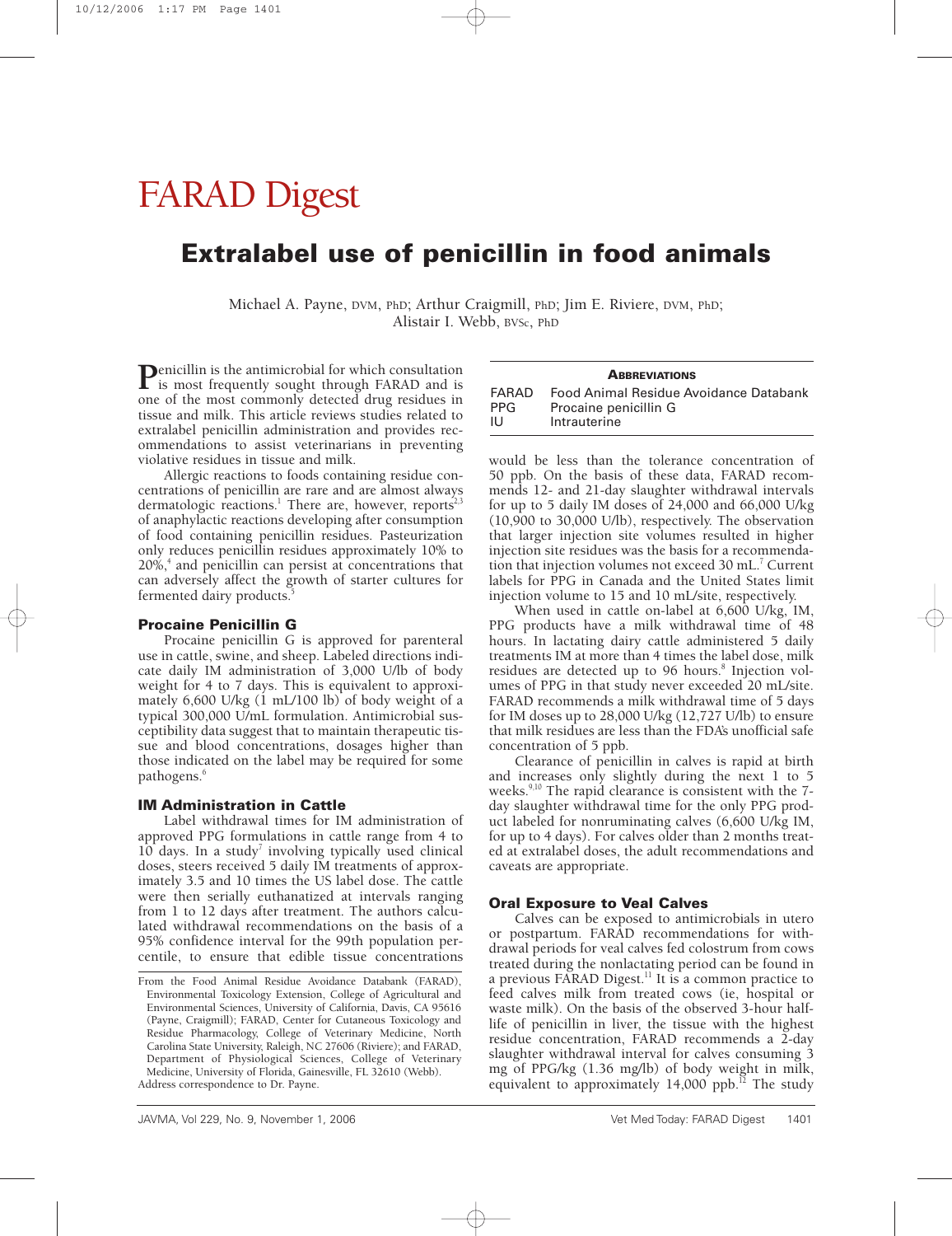# FARAD Digest

## Extralabel use of penicillin in food animals

Michael A. Payne, DVM, PhD; Arthur Craigmill, PhD; Jim E. Riviere, DVM, PhD; Alistair I. Webb, BVSc, PhD

Penicillin is the antimicrobial for which consultation is most frequently sought through FARAD and is one of the most commonly detected drug residues in tissue and milk. This article reviews studies related to extralabel penicillin administration and provides recommendations to assist veterinarians in preventing violative residues in tissue and milk.

Allergic reactions to foods containing residue concentrations of penicillin are rare and are almost always dermatologic reactions.[1] There are, however, reports[2,3] of anaphylactic reactions developing after consumption of food containing penicillin residues. Pasteurization only reduces penicillin residues approximately 10% to 20%,[4] and penicillin can persist at concentrations that can adversely affect the growth of starter cultures for fermented dairy products.[5]

**ABBREVIATIONS**

| | |
|---|---|
| FARAD | Food Animal Residue Avoidance Databank |
| PPG | Procaine penicillin G |
| IU | Intrauterine |

### Procaine Penicillin G

Procaine penicillin G is approved for parenteral use in cattle, swine, and sheep. Labeled directions indicate daily IM administration of 3,000 U/lb of body weight for 4 to 7 days. This is equivalent to approximately 6,600 U/kg (1 mL/100 lb) of body weight of a typical 300,000 U/mL formulation. Antimicrobial susceptibility data suggest that to maintain therapeutic tissue and blood concentrations, dosages higher than those indicated on the label may be required for some pathogens.[6]

### IM Administration in Cattle

Label withdrawal times for IM administration of approved PPG formulations in cattle range from 4 to 10 days. In a study[7] involving typically used clinical doses, steers received 5 daily IM treatments of approximately 3.5 and 10 times the US label dose. The cattle were then serially euthanatized at intervals ranging from 1 to 12 days after treatment. The authors calculated withdrawal recommendations on the basis of a 95% confidence interval for the 99th population percentile, to ensure that edible tissue concentrations would be less than the tolerance concentration of 50 ppb. On the basis of these data, FARAD recommends 12- and 21-day slaughter withdrawal intervals for up to 5 daily IM doses of 24,000 and 66,000 U/kg (10,900 to 30,000 U/lb), respectively. The observation that larger injection site volumes resulted in higher injection site residues was the basis for a recommendation that injection volumes not exceed 30 mL.[7] Current labels for PPG in Canada and the United States limit injection volume to 15 and 10 mL/site, respectively.

When used in cattle on-label at 6,600 U/kg, IM, PPG products have a milk withdrawal time of 48 hours. In lactating dairy cattle administered 5 daily treatments IM at more than 4 times the label dose, milk residues are detected up to 96 hours.[8] Injection volumes of PPG in that study never exceeded 20 mL/site. FARAD recommends a milk withdrawal time of 5 days for IM doses up to 28,000 U/kg (12,727 U/lb) to ensure that milk residues are less than the FDA's unofficial safe concentration of 5 ppb.

Clearance of penicillin in calves is rapid at birth and increases only slightly during the next 1 to 5 weeks.[9,10] The rapid clearance is consistent with the 7-day slaughter withdrawal time for the only PPG product labeled for nonruminating calves (6,600 U/kg IM, for up to 4 days). For calves older than 2 months treated at extralabel doses, the adult recommendations and caveats are appropriate.

### Oral Exposure to Veal Calves

Calves can be exposed to antimicrobials in utero or postpartum. FARAD recommendations for withdrawal periods for veal calves fed colostrum from cows treated during the nonlactating period can be found in a previous FARAD Digest.[11] It is a common practice to feed calves milk from treated cows (ie, hospital or waste milk). On the basis of the observed 3-hour half-life of penicillin in liver, the tissue with the highest residue concentration, FARAD recommends a 2-day slaughter withdrawal interval for calves consuming 3 mg of PPG/kg (1.36 mg/lb) of body weight in milk, equivalent to approximately 14,000 ppb.[12] The study

From the Food Animal Residue Avoidance Databank (FARAD), Environmental Toxicology Extension, College of Agricultural and Environmental Sciences, University of California, Davis, CA 95616 (Payne, Craigmill); FARAD, Center for Cutaneous Toxicology and Residue Pharmacology, College of Veterinary Medicine, North Carolina State University, Raleigh, NC 27606 (Riviere); and FARAD, Department of Physiological Sciences, College of Veterinary Medicine, University of Florida, Gainesville, FL 32610 (Webb).
Address correspondence to Dr. Payne.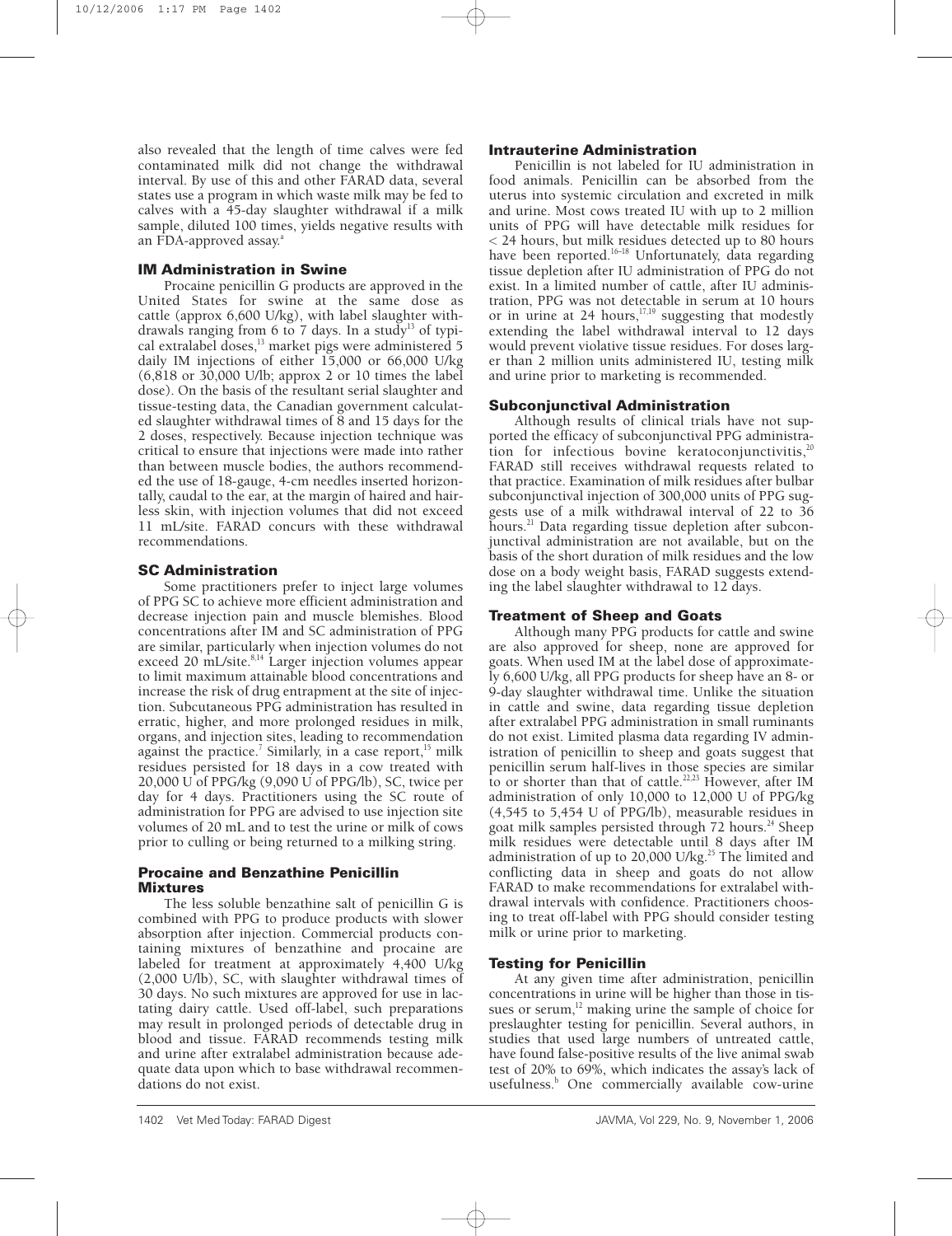also revealed that the length of time calves were fed contaminated milk did not change the withdrawal interval. By use of this and other FARAD data, several states use a program in which waste milk may be fed to calves with a 45-day slaughter withdrawal if a milk sample, diluted 100 times, yields negative results with an FDA-approved assay.[a]

### IM Administration in Swine

Procaine penicillin G products are approved in the United States for swine at the same dose as cattle (approx 6,600 U/kg), with label slaughter withdrawals ranging from 6 to 7 days. In a study[13] of typical extralabel doses,[13] market pigs were administered 5 daily IM injections of either 15,000 or 66,000 U/kg (6,818 or 30,000 U/lb; approx 2 or 10 times the label dose). On the basis of the resultant serial slaughter and tissue-testing data, the Canadian government calculated slaughter withdrawal times of 8 and 15 days for the 2 doses, respectively. Because injection technique was critical to ensure that injections were made into rather than between muscle bodies, the authors recommended the use of 18-gauge, 4-cm needles inserted horizontally, caudal to the ear, at the margin of haired and hairless skin, with injection volumes that did not exceed 11 mL/site. FARAD concurs with these withdrawal recommendations.

### SC Administration

Some practitioners prefer to inject large volumes of PPG SC to achieve more efficient administration and decrease injection pain and muscle blemishes. Blood concentrations after IM and SC administration of PPG are similar, particularly when injection volumes do not exceed 20 mL/site.[8,14] Larger injection volumes appear to limit maximum attainable blood concentrations and increase the risk of drug entrapment at the site of injection. Subcutaneous PPG administration has resulted in erratic, higher, and more prolonged residues in milk, organs, and injection sites, leading to recommendation against the practice.[7] Similarly, in a case report,[15] milk residues persisted for 18 days in a cow treated with 20,000 U of PPG/kg (9,090 U of PPG/lb), SC, twice per day for 4 days. Practitioners using the SC route of administration for PPG are advised to use injection site volumes of 20 mL and to test the urine or milk of cows prior to culling or being returned to a milking string.

### Procaine and Benzathine Penicillin Mixtures

The less soluble benzathine salt of penicillin G is combined with PPG to produce products with slower absorption after injection. Commercial products containing mixtures of benzathine and procaine are labeled for treatment at approximately 4,400 U/kg (2,000 U/lb), SC, with slaughter withdrawal times of 30 days. No such mixtures are approved for use in lactating dairy cattle. Used off-label, such preparations may result in prolonged periods of detectable drug in blood and tissue. FARAD recommends testing milk and urine after extralabel administration because adequate data upon which to base withdrawal recommendations do not exist.

### Intrauterine Administration

Penicillin is not labeled for IU administration in food animals. Penicillin can be absorbed from the uterus into systemic circulation and excreted in milk and urine. Most cows treated IU with up to 2 million units of PPG will have detectable milk residues for < 24 hours, but milk residues detected up to 80 hours have been reported.[16–18] Unfortunately, data regarding tissue depletion after IU administration of PPG do not exist. In a limited number of cattle, after IU administration, PPG was not detectable in serum at 10 hours or in urine at 24 hours,[17,19] suggesting that modestly extending the label withdrawal interval to 12 days would prevent violative tissue residues. For doses larger than 2 million units administered IU, testing milk and urine prior to marketing is recommended.

### Subconjunctival Administration

Although results of clinical trials have not supported the efficacy of subconjunctival PPG administration for infectious bovine keratoconjunctivitis,[20] FARAD still receives withdrawal requests related to that practice. Examination of milk residues after bulbar subconjunctival injection of 300,000 units of PPG suggests use of a milk withdrawal interval of 22 to 36 hours.[21] Data regarding tissue depletion after subconjunctival administration are not available, but on the basis of the short duration of milk residues and the low dose on a body weight basis, FARAD suggests extending the label slaughter withdrawal to 12 days.

### Treatment of Sheep and Goats

Although many PPG products for cattle and swine are also approved for sheep, none are approved for goats. When used IM at the label dose of approximately 6,600 U/kg, all PPG products for sheep have an 8- or 9-day slaughter withdrawal time. Unlike the situation in cattle and swine, data regarding tissue depletion after extralabel PPG administration in small ruminants do not exist. Limited plasma data regarding IV administration of penicillin to sheep and goats suggest that penicillin serum half-lives in those species are similar to or shorter than that of cattle.[22,23] However, after IM administration of only 10,000 to 12,000 U of PPG/kg (4,545 to 5,454 U of PPG/lb), measurable residues in goat milk samples persisted through 72 hours.[24] Sheep milk residues were detectable until 8 days after IM administration of up to 20,000 U/kg.[25] The limited and conflicting data in sheep and goats do not allow FARAD to make recommendations for extralabel withdrawal intervals with confidence. Practitioners choosing to treat off-label with PPG should consider testing milk or urine prior to marketing.

### Testing for Penicillin

At any given time after administration, penicillin concentrations in urine will be higher than those in tissues or serum,[12] making urine the sample of choice for preslaughter testing for penicillin. Several authors, in studies that used large numbers of untreated cattle, have found false-positive results of the live animal swab test of 20% to 69%, which indicates the assay's lack of usefulness.[b] One commercially available cow-urine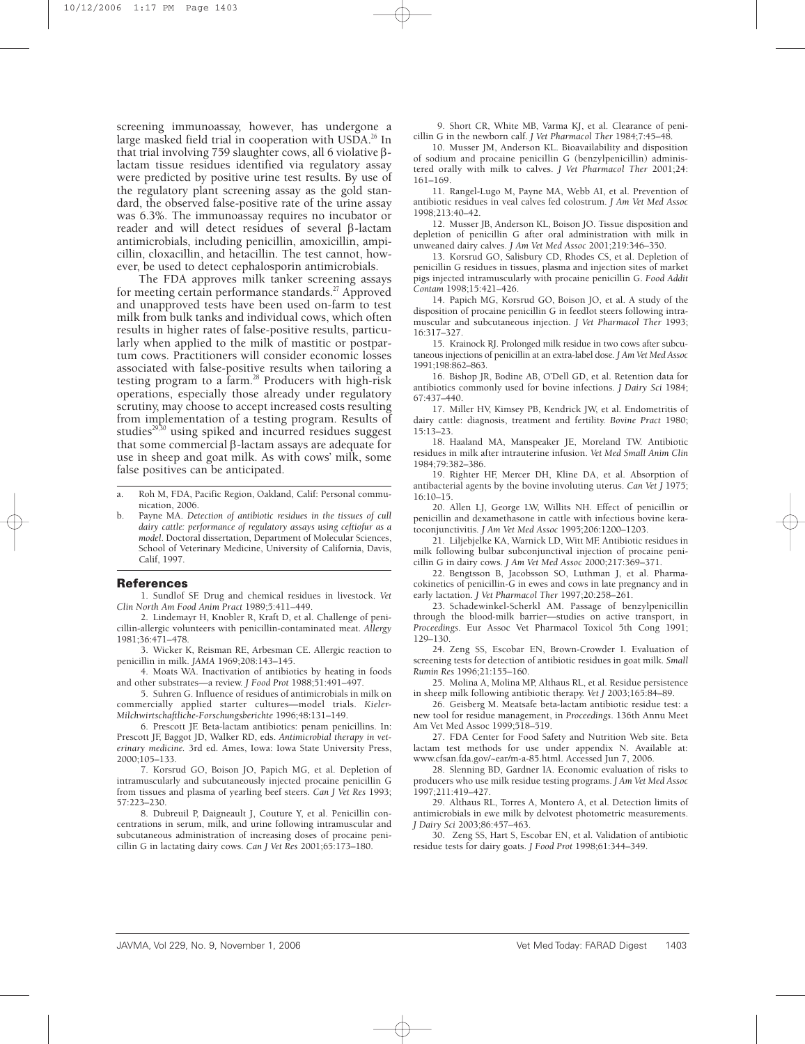screening immunoassay, however, has undergone a large masked field trial in cooperation with USDA.[26] In that trial involving 759 slaughter cows, all 6 violative β-lactam tissue residues identified via regulatory assay were predicted by positive urine test results. By use of the regulatory plant screening assay as the gold standard, the observed false-positive rate of the urine assay was 6.3%. The immunoassay requires no incubator or reader and will detect residues of several β-lactam antimicrobials, including penicillin, amoxicillin, ampicillin, cloxacillin, and hetacillin. The test cannot, however, be used to detect cephalosporin antimicrobials.

The FDA approves milk tanker screening assays for meeting certain performance standards.[27] Approved and unapproved tests have been used on-farm to test milk from bulk tanks and individual cows, which often results in higher rates of false-positive results, particularly when applied to the milk of mastitic or postpartum cows. Practitioners will consider economic losses associated with false-positive results when tailoring a testing program to a farm.[28] Producers with high-risk operations, especially those already under regulatory scrutiny, may choose to accept increased costs resulting from implementation of a testing program. Results of studies[29,30] using spiked and incurred residues suggest that some commercial β-lactam assays are adequate for use in sheep and goat milk. As with cows' milk, some false positives can be anticipated.

---

a. Roh M, FDA, Pacific Region, Oakland, Calif: Personal communication, 2006.

b. Payne MA. *Detection of antibiotic residues in the tissues of cull dairy cattle: performance of regulatory assays using ceftiofur as a model*. Doctoral dissertation, Department of Molecular Sciences, School of Veterinary Medicine, University of California, Davis, Calif, 1997.

## References

1. Sundlof SF. Drug and chemical residues in livestock. *Vet Clin North Am Food Anim Pract* 1989;5:411–449.
2. Lindemayr H, Knobler R, Kraft D, et al. Challenge of penicillin-allergic volunteers with penicillin-contaminated meat. *Allergy* 1981;36:471–478.
3. Wicker K, Reisman RE, Arbesman CE. Allergic reaction to penicillin in milk. *JAMA* 1969;208:143–145.
4. Moats WA. Inactivation of antibiotics by heating in foods and other substrates—a review. *J Food Prot* 1988;51:491–497.
5. Suhren G. Influence of residues of antimicrobials in milk on commercially applied starter cultures—model trials. *Kieler-Milchwirtschaftliche-Forschungsberichte* 1996;48:131–149.
6. Prescott JF. Beta-lactam antibiotics: penam penicillins. In: Prescott JF, Baggot JD, Walker RD, eds. *Antimicrobial therapy in veterinary medicine*. 3rd ed. Ames, Iowa: Iowa State University Press, 2000;105–133.
7. Korsrud GO, Boison JO, Papich MG, et al. Depletion of intramuscularly and subcutaneously injected procaine penicillin G from tissues and plasma of yearling beef steers. *Can J Vet Res* 1993; 57:223–230.
8. Dubreuil P, Daigneault J, Couture Y, et al. Penicillin concentrations in serum, milk, and urine following intramuscular and subcutaneous administration of increasing doses of procaine penicillin G in lactating dairy cows. *Can J Vet Res* 2001;65:173–180.
9. Short CR, White MB, Varma KJ, et al. Clearance of penicillin G in the newborn calf. *J Vet Pharmacol Ther* 1984;7:45–48.
10. Musser JM, Anderson KL. Bioavailability and disposition of sodium and procaine penicillin G (benzylpenicillin) administered orally with milk to calves. *J Vet Pharmacol Ther* 2001;24: 161–169.
11. Rangel-Lugo M, Payne MA, Webb AI, et al. Prevention of antibiotic residues in veal calves fed colostrum. *J Am Vet Med Assoc* 1998;213:40–42.
12. Musser JB, Anderson KL, Boison JO. Tissue disposition and depletion of penicillin G after oral administration with milk in unweaned dairy calves. *J Am Vet Med Assoc* 2001;219:346–350.
13. Korsrud GO, Salisbury CD, Rhodes CS, et al. Depletion of penicillin G residues in tissues, plasma and injection sites of market pigs injected intramuscularly with procaine penicillin G. *Food Addit Contam* 1998;15:421–426.
14. Papich MG, Korsrud GO, Boison JO, et al. A study of the disposition of procaine penicillin G in feedlot steers following intramuscular and subcutaneous injection. *J Vet Pharmacol Ther* 1993; 16:317–327.
15. Krainock RJ. Prolonged milk residue in two cows after subcutaneous injections of penicillin at an extra-label dose. *J Am Vet Med Assoc* 1991;198:862–863.
16. Bishop JR, Bodine AB, O'Dell GD, et al. Retention data for antibiotics commonly used for bovine infections. *J Dairy Sci* 1984; 67:437–440.
17. Miller HV, Kimsey PB, Kendrick JW, et al. Endometritis of dairy cattle: diagnosis, treatment and fertility. *Bovine Pract* 1980; 15:13–23.
18. Haaland MA, Manspeaker JE, Moreland TW. Antibiotic residues in milk after intrauterine infusion. *Vet Med Small Anim Clin* 1984;79:382–386.
19. Righter HF, Mercer DH, Kline DA, et al. Absorption of antibacterial agents by the bovine involuting uterus. *Can Vet J* 1975; 16:10–15.
20. Allen LJ, George LW, Willits NH. Effect of penicillin or penicillin and dexamethasone in cattle with infectious bovine keratoconjunctivitis. *J Am Vet Med Assoc* 1995;206:1200–1203.
21. Liljebjelke KA, Warnick LD, Witt MF. Antibiotic residues in milk following bulbar subconjunctival injection of procaine penicillin G in dairy cows. *J Am Vet Med Assoc* 2000;217:369–371.
22. Bengtsson B, Jacobsson SO, Luthman J, et al. Pharmacokinetics of penicillin-G in ewes and cows in late pregnancy and in early lactation. *J Vet Pharmacol Ther* 1997;20:258–261.
23. Schadewinkel-Scherkl AM. Passage of benzylpenicillin through the blood-milk barrier—studies on active transport, in *Proceedings*. Eur Assoc Vet Pharmacol Toxicol 5th Cong 1991; 129–130.
24. Zeng SS, Escobar EN, Brown-Crowder I. Evaluation of screening tests for detection of antibiotic residues in goat milk. *Small Rumin Res* 1996;21:155–160.
25. Molina A, Molina MP, Althaus RL, et al. Residue persistence in sheep milk following antibiotic therapy. *Vet J* 2003;165:84–89.
26. Geisberg M. Meatsafe beta-lactam antibiotic residue test: a new tool for residue management, in *Proceedings*. 136th Annu Meet Am Vet Med Assoc 1999;518–519.
27. FDA Center for Food Safety and Nutrition Web site. Beta lactam test methods for use under appendix N. Available at: www.cfsan.fda.gov/~ear/m-a-85.html. Accessed Jun 7, 2006.
28. Slenning BD, Gardner IA. Economic evaluation of risks to producers who use milk residue testing programs. *J Am Vet Med Assoc* 1997;211:419–427.
29. Althaus RL, Torres A, Montero A, et al. Detection limits of antimicrobials in ewe milk by delvotest photometric measurements. *J Dairy Sci* 2003;86:457–463.
30. Zeng SS, Hart S, Escobar EN, et al. Validation of antibiotic residue tests for dairy goats. *J Food Prot* 1998;61:344–349.